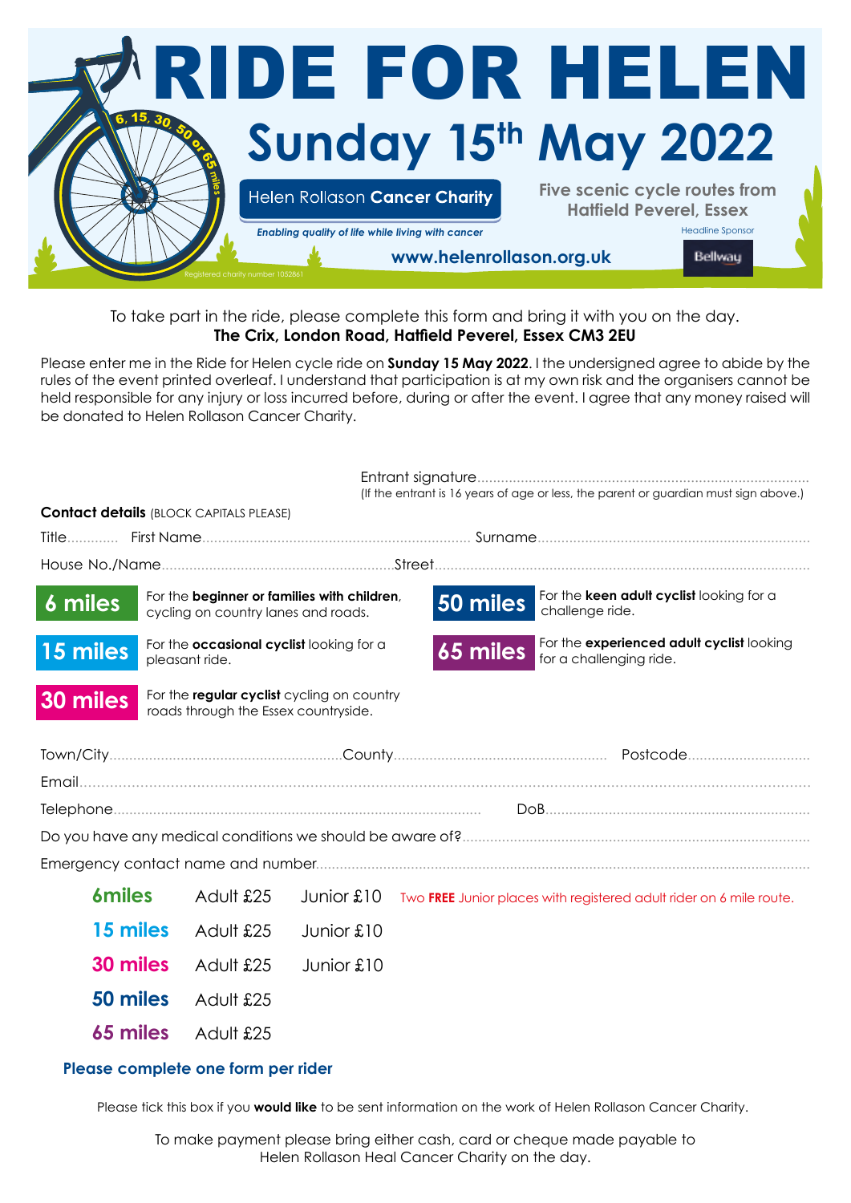# RIDE FOR HELEN

## Sunday 15th May 2022

6, 15, 30, 50 or 65 miles

**Helen Rollason Cancer Charity**

*Enabling quality of life while living with cancer*

**Five scenic cycle routes from Hatfield Peverel, Essex**

Headline Sponsor: Bellway

**www.helenrollason.org.uk**

Registered charity number 1052861

To take part in the ride, please complete this form and bring it with you on the day.
**The Crix, London Road, Hatfield Peverel, Essex CM3 2EU**

Please enter me in the Ride for Helen cycle ride on **Sunday 15 May 2022**. I the undersigned agree to abide by the rules of the event printed overleaf. I understand that participation is at my own risk and the organisers cannot be held responsible for any injury or loss incurred before, during or after the event. I agree that any money raised will be donated to Helen Rollason Cancer Charity.

Entrant signature.................................................................................
(If the entrant is 16 years of age or less, the parent or guardian must sign above.)

**Contact details** (BLOCK CAPITALS PLEASE)

Title............ First Name.................................................................. Surname....................................................................

House No./Name..........................................................Street..............................................................................................

**6 miles** For the **beginner or families with children**, cycling on country lanes and roads.

**15 miles** For the **occasional cyclist** looking for a pleasant ride.

**30 miles** For the **regular cyclist** cycling on country roads through the Essex countryside.

**50 miles** For the **keen adult cyclist** looking for a challenge ride.

**65 miles** For the **experienced adult cyclist** looking for a challenging ride.

Town/City..........................................................County..................................................... Postcode..............................

Email..........................................................................................................................................................................................

Telephone........................................................................................... DoB..................................................................

Do you have any medical conditions we should be aware of?.......................................................................................

Emergency contact name and number...........................................................................................................................

| | | | |
|---|---|---|---|
| **6miles** | Adult £25 | Junior £10 | Two **FREE** Junior places with registered adult rider on 6 mile route. |
| **15 miles** | Adult £25 | Junior £10 | |
| **30 miles** | Adult £25 | Junior £10 | |
| **50 miles** | Adult £25 | | |
| **65 miles** | Adult £25 | | |

**Please complete one form per rider**

Please tick this box if you **would like** to be sent information on the work of Helen Rollason Cancer Charity.

To make payment please bring either cash, card or cheque made payable to Helen Rollason Heal Cancer Charity on the day.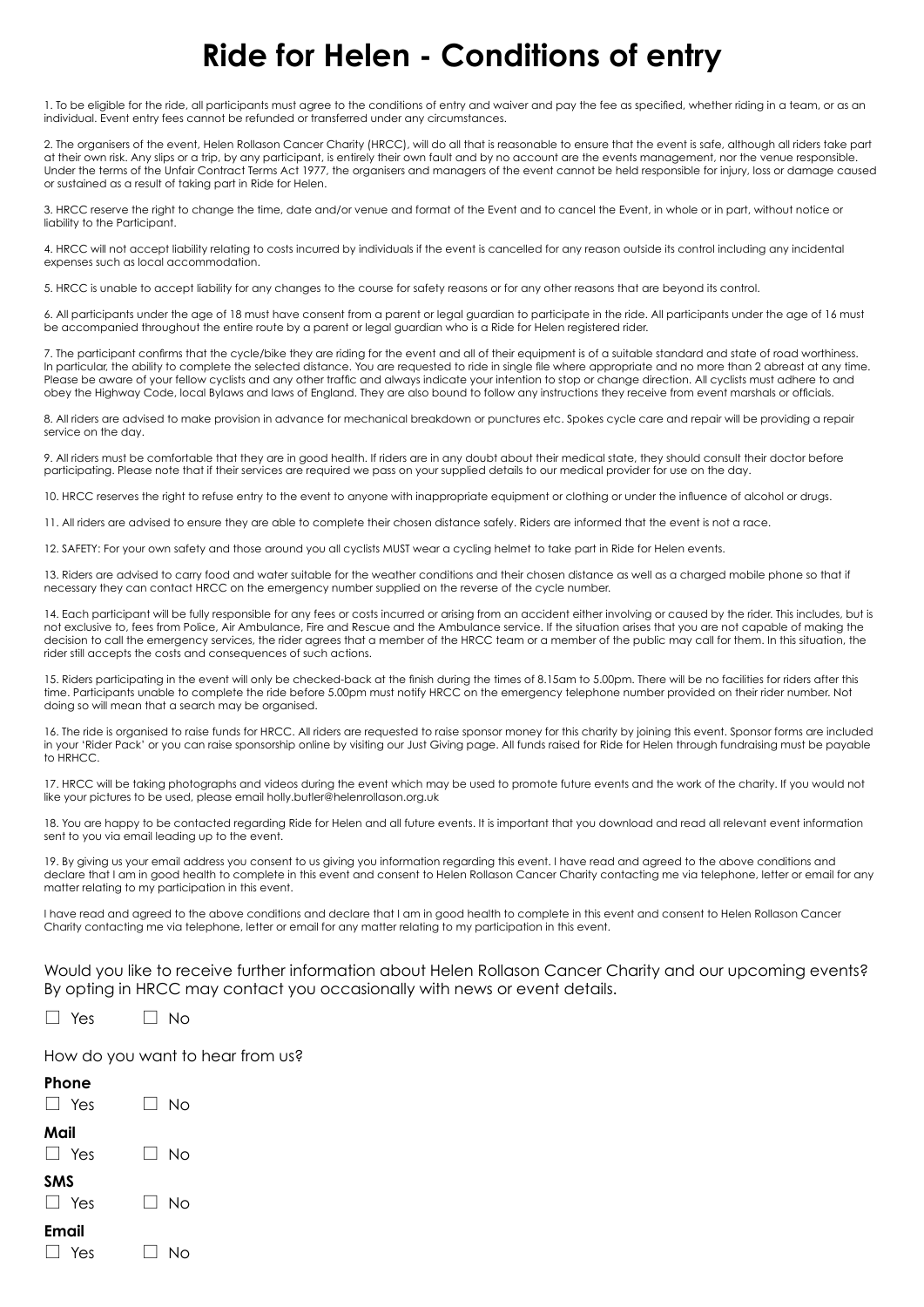# Ride for Helen - Conditions of entry

1. To be eligible for the ride, all participants must agree to the conditions of entry and waiver and pay the fee as specified, whether riding in a team, or as an individual. Event entry fees cannot be refunded or transferred under any circumstances.

2. The organisers of the event, Helen Rollason Cancer Charity (HRCC), will do all that is reasonable to ensure that the event is safe, although all riders take part at their own risk. Any slips or a trip, by any participant, is entirely their own fault and by no account are the events management, nor the venue responsible. Under the terms of the Unfair Contract Terms Act 1977, the organisers and managers of the event cannot be held responsible for injury, loss or damage caused or sustained as a result of taking part in Ride for Helen.

3. HRCC reserve the right to change the time, date and/or venue and format of the Event and to cancel the Event, in whole or in part, without notice or liability to the Participant.

4. HRCC will not accept liability relating to costs incurred by individuals if the event is cancelled for any reason outside its control including any incidental expenses such as local accommodation.

5. HRCC is unable to accept liability for any changes to the course for safety reasons or for any other reasons that are beyond its control.

6. All participants under the age of 18 must have consent from a parent or legal guardian to participate in the ride. All participants under the age of 16 must be accompanied throughout the entire route by a parent or legal guardian who is a Ride for Helen registered rider.

7. The participant confirms that the cycle/bike they are riding for the event and all of their equipment is of a suitable standard and state of road worthiness. In particular, the ability to complete the selected distance. You are requested to ride in single file where appropriate and no more than 2 abreast at any time. Please be aware of your fellow cyclists and any other traffic and always indicate your intention to stop or change direction. All cyclists must adhere to and obey the Highway Code, local Bylaws and laws of England. They are also bound to follow any instructions they receive from event marshals or officials.

8. All riders are advised to make provision in advance for mechanical breakdown or punctures etc. Spokes cycle care and repair will be providing a repair service on the day.

9. All riders must be comfortable that they are in good health. If riders are in any doubt about their medical state, they should consult their doctor before participating. Please note that if their services are required we pass on your supplied details to our medical provider for use on the day.

10. HRCC reserves the right to refuse entry to the event to anyone with inappropriate equipment or clothing or under the influence of alcohol or drugs.

11. All riders are advised to ensure they are able to complete their chosen distance safely. Riders are informed that the event is not a race.

12. SAFETY: For your own safety and those around you all cyclists MUST wear a cycling helmet to take part in Ride for Helen events.

13. Riders are advised to carry food and water suitable for the weather conditions and their chosen distance as well as a charged mobile phone so that if necessary they can contact HRCC on the emergency number supplied on the reverse of the cycle number.

14. Each participant will be fully responsible for any fees or costs incurred or arising from an accident either involving or caused by the rider. This includes, but is not exclusive to, fees from Police, Air Ambulance, Fire and Rescue and the Ambulance service. If the situation arises that you are not capable of making the decision to call the emergency services, the rider agrees that a member of the HRCC team or a member of the public may call for them. In this situation, the rider still accepts the costs and consequences of such actions.

15. Riders participating in the event will only be checked-back at the finish during the times of 8.15am to 5.00pm. There will be no facilities for riders after this time. Participants unable to complete the ride before 5.00pm must notify HRCC on the emergency telephone number provided on their rider number. Not doing so will mean that a search may be organised.

16. The ride is organised to raise funds for HRCC. All riders are requested to raise sponsor money for this charity by joining this event. Sponsor forms are included in your 'Rider Pack' or you can raise sponsorship online by visiting our Just Giving page. All funds raised for Ride for Helen through fundraising must be payable to HRHCC.

17. HRCC will be taking photographs and videos during the event which may be used to promote future events and the work of the charity. If you would not like your pictures to be used, please email holly.butler@helenrollason.org.uk

18. You are happy to be contacted regarding Ride for Helen and all future events. It is important that you download and read all relevant event information sent to you via email leading up to the event.

19. By giving us your email address you consent to us giving you information regarding this event. I have read and agreed to the above conditions and declare that I am in good health to complete in this event and consent to Helen Rollason Cancer Charity contacting me via telephone, letter or email for any matter relating to my participation in this event.

I have read and agreed to the above conditions and declare that I am in good health to complete in this event and consent to Helen Rollason Cancer Charity contacting me via telephone, letter or email for any matter relating to my participation in this event.

Would you like to receive further information about Helen Rollason Cancer Charity and our upcoming events? By opting in HRCC may contact you occasionally with news or event details.

☐ Yes ☐ No

How do you want to hear from us?

**Phone**

☐ Yes ☐ No

**Mail**

☐ Yes ☐ No

**SMS**

☐ Yes ☐ No

**Email**

☐ Yes ☐ No